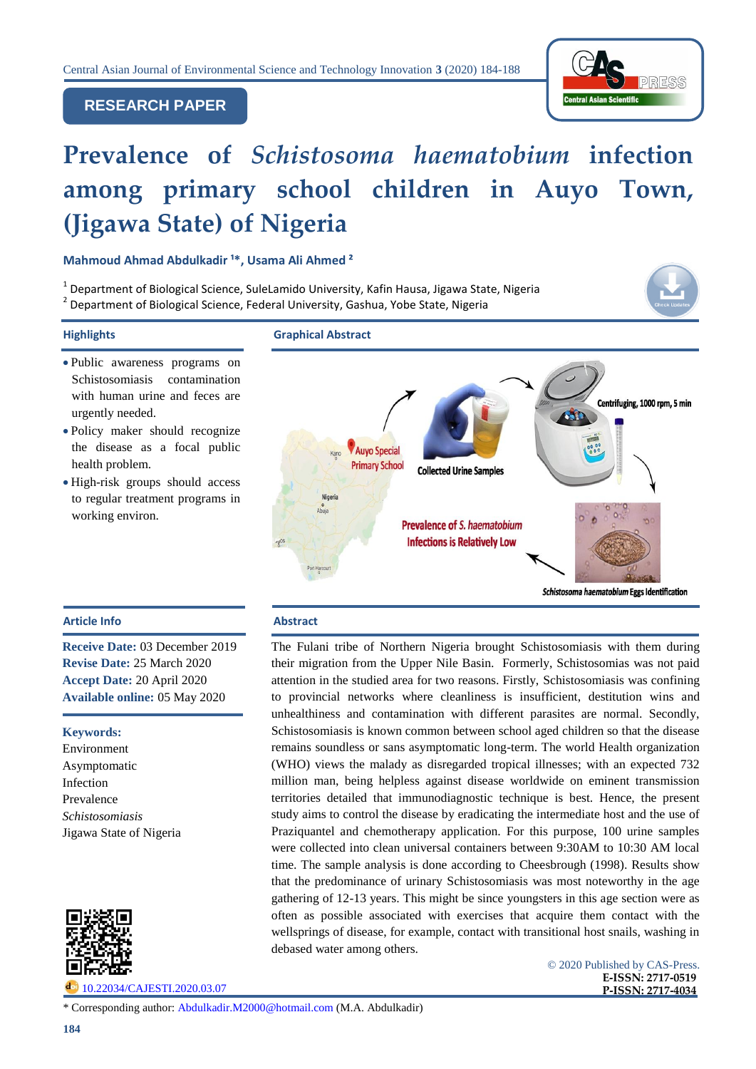RESEARCH PAPER

# Prevalence of *Schistosoma haematobium* infection among primary school children in Auyo Town, (Jigawa State) of Nigeria

**Mahmoud Ahmad Abdulkadir [1]\*, Usama Ali Ahmed [2]**

[1] Department of Biological Science, SuleLamido University, Kafin Hausa, Jigawa State, Nigeria
[2] Department of Biological Science, Federal University, Gashua, Yobe State, Nigeria

## Highlights

- Public awareness programs on Schistosomiasis contamination with human urine and feces are urgently needed.
- Policy maker should recognize the disease as a focal public health problem.
- High-risk groups should access to regular treatment programs in working environ.

## Graphical Abstract

Auyo Special Primary School — Collected Urine Samples — Centrifuging, 1000 rpm, 5 min — *Schistosoma haematobium* Eggs Identification — Prevalence of *S. haematobium* Infections is Relatively Low

## Article Info

**Receive Date:** 03 December 2019
**Revise Date:** 25 March 2020
**Accept Date:** 20 April 2020
**Available online:** 05 May 2020

**Keywords:**
Environment
Asymptomatic
Infection
Prevalence
*Schistosomiasis*
Jigawa State of Nigeria

10.22034/CAJESTI.2020.03.07

## Abstract

The Fulani tribe of Northern Nigeria brought Schistosomiasis with them during their migration from the Upper Nile Basin. Formerly, Schistosomias was not paid attention in the studied area for two reasons. Firstly, Schistosomiasis was confining to provincial networks where cleanliness is insufficient, destitution wins and unhealthiness and contamination with different parasites are normal. Secondly, Schistosomiasis is known common between school aged children so that the disease remains soundless or sans asymptomatic long-term. The world Health organization (WHO) views the malady as disregarded tropical illnesses; with an expected 732 million man, being helpless against disease worldwide on eminent transmission territories detailed that immunodiagnostic technique is best. Hence, the present study aims to control the disease by eradicating the intermediate host and the use of Praziquantel and chemotherapy application. For this purpose, 100 urine samples were collected into clean universal containers between 9:30AM to 10:30 AM local time. The sample analysis is done according to Cheesbrough (1998). Results show that the predominance of urinary Schistosomiasis was most noteworthy in the age gathering of 12-13 years. This might be since youngsters in this age section were as often as possible associated with exercises that acquire them contact with the wellsprings of disease, for example, contact with transitional host snails, washing in debased water among others.

© 2020 Published by CAS-Press.
**E-ISSN: 2717-0519**
**P-ISSN: 2717-4034**

\* Corresponding author: Abdulkadir.M2000@hotmail.com (M.A. Abdulkadir)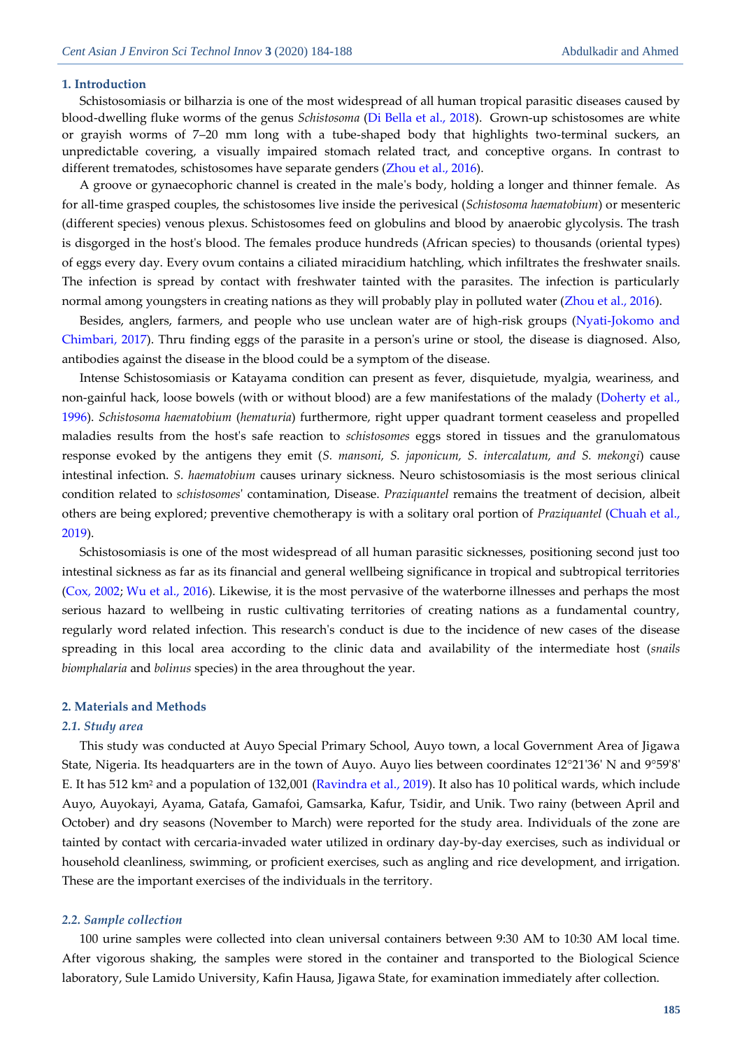## 1. Introduction

Schistosomiasis or bilharzia is one of the most widespread of all human tropical parasitic diseases caused by blood-dwelling fluke worms of the genus *Schistosoma* (Di Bella et al., 2018). Grown-up schistosomes are white or grayish worms of 7–20 mm long with a tube-shaped body that highlights two-terminal suckers, an unpredictable covering, a visually impaired stomach related tract, and conceptive organs. In contrast to different trematodes, schistosomes have separate genders (Zhou et al., 2016).

A groove or gynaecophoric channel is created in the male's body, holding a longer and thinner female. As for all-time grasped couples, the schistosomes live inside the perivesical (*Schistosoma haematobium*) or mesenteric (different species) venous plexus. Schistosomes feed on globulins and blood by anaerobic glycolysis. The trash is disgorged in the host's blood. The females produce hundreds (African species) to thousands (oriental types) of eggs every day. Every ovum contains a ciliated miracidium hatchling, which infiltrates the freshwater snails. The infection is spread by contact with freshwater tainted with the parasites. The infection is particularly normal among youngsters in creating nations as they will probably play in polluted water (Zhou et al., 2016).

Besides, anglers, farmers, and people who use unclean water are of high-risk groups (Nyati-Jokomo and Chimbari, 2017). Thru finding eggs of the parasite in a person's urine or stool, the disease is diagnosed. Also, antibodies against the disease in the blood could be a symptom of the disease.

Intense Schistosomiasis or Katayama condition can present as fever, disquietude, myalgia, weariness, and non-gainful hack, loose bowels (with or without blood) are a few manifestations of the malady (Doherty et al., 1996). *Schistosoma haematobium* (*hematuria*) furthermore, right upper quadrant torment ceaseless and propelled maladies results from the host's safe reaction to *schistosomes* eggs stored in tissues and the granulomatous response evoked by the antigens they emit (*S. mansoni, S. japonicum, S. intercalatum, and S. mekongi*) cause intestinal infection. *S. haematobium* causes urinary sickness. Neuro schistosomiasis is the most serious clinical condition related to *schistosomes*' contamination, Disease. *Praziquantel* remains the treatment of decision, albeit others are being explored; preventive chemotherapy is with a solitary oral portion of *Praziquantel* (Chuah et al., 2019).

Schistosomiasis is one of the most widespread of all human parasitic sicknesses, positioning second just too intestinal sickness as far as its financial and general wellbeing significance in tropical and subtropical territories (Cox, 2002; Wu et al., 2016). Likewise, it is the most pervasive of the waterborne illnesses and perhaps the most serious hazard to wellbeing in rustic cultivating territories of creating nations as a fundamental country, regularly word related infection. This research's conduct is due to the incidence of new cases of the disease spreading in this local area according to the clinic data and availability of the intermediate host (*snails biomphalaria* and *bolinus* species) in the area throughout the year.

## 2. Materials and Methods

### *2.1. Study area*

This study was conducted at Auyo Special Primary School, Auyo town, a local Government Area of Jigawa State, Nigeria. Its headquarters are in the town of Auyo. Auyo lies between coordinates 12°21'36' N and 9°59'8' E. It has 512 km$^2$ and a population of 132,001 (Ravindra et al., 2019). It also has 10 political wards, which include Auyo, Auyokayi, Ayama, Gatafa, Gamafoi, Gamsarka, Kafur, Tsidir, and Unik. Two rainy (between April and October) and dry seasons (November to March) were reported for the study area. Individuals of the zone are tainted by contact with cercaria-invaded water utilized in ordinary day-by-day exercises, such as individual or household cleanliness, swimming, or proficient exercises, such as angling and rice development, and irrigation. These are the important exercises of the individuals in the territory.

### *2.2. Sample collection*

100 urine samples were collected into clean universal containers between 9:30 AM to 10:30 AM local time. After vigorous shaking, the samples were stored in the container and transported to the Biological Science laboratory, Sule Lamido University, Kafin Hausa, Jigawa State, for examination immediately after collection.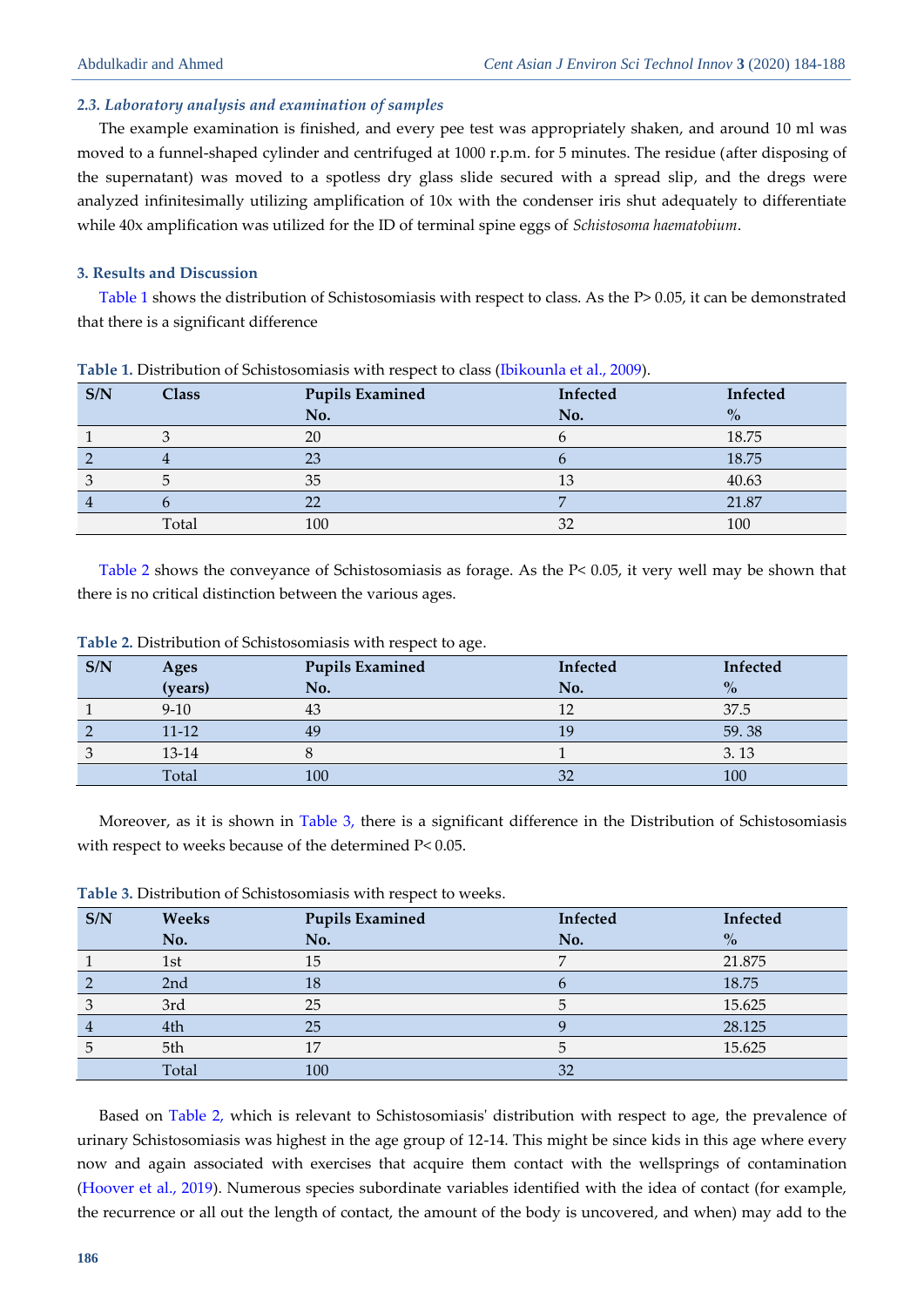### 2.3. Laboratory analysis and examination of samples

The example examination is finished, and every pee test was appropriately shaken, and around 10 ml was moved to a funnel-shaped cylinder and centrifuged at 1000 r.p.m. for 5 minutes. The residue (after disposing of the supernatant) was moved to a spotless dry glass slide secured with a spread slip, and the dregs were analyzed infinitesimally utilizing amplification of 10x with the condenser iris shut adequately to differentiate while 40x amplification was utilized for the ID of terminal spine eggs of *Schistosoma haematobium*.

## 3. Results and Discussion

Table 1 shows the distribution of Schistosomiasis with respect to class. As the $P > 0.05$, it can be demonstrated that there is a significant difference

**Table 1.** Distribution of Schistosomiasis with respect to class (Ibikounla et al., 2009).

| S/N | Class | Pupils Examined No. | Infected No. | Infected % |
|---|---|---|---|---|
| 1 | 3 | 20 | 6 | 18.75 |
| 2 | 4 | 23 | 6 | 18.75 |
| 3 | 5 | 35 | 13 | 40.63 |
| 4 | 6 | 22 | 7 | 21.87 |
| | Total | 100 | 32 | 100 |

Table 2 shows the conveyance of Schistosomiasis as forage. As the $P < 0.05$, it very well may be shown that there is no critical distinction between the various ages.

**Table 2.** Distribution of Schistosomiasis with respect to age.

| S/N | Ages (years) | Pupils Examined No. | Infected No. | Infected % |
|---|---|---|---|---|
| 1 | 9-10 | 43 | 12 | 37.5 |
| 2 | 11-12 | 49 | 19 | 59. 38 |
| 3 | 13-14 | 8 | 1 | 3. 13 |
| | Total | 100 | 32 | 100 |

Moreover, as it is shown in Table 3, there is a significant difference in the Distribution of Schistosomiasis with respect to weeks because of the determined $P < 0.05$.

**Table 3.** Distribution of Schistosomiasis with respect to weeks.

| S/N | Weeks No. | Pupils Examined No. | Infected No. | Infected % |
|---|---|---|---|---|
| 1 | 1st | 15 | 7 | 21.875 |
| 2 | 2nd | 18 | 6 | 18.75 |
| 3 | 3rd | 25 | 5 | 15.625 |
| 4 | 4th | 25 | 9 | 28.125 |
| 5 | 5th | 17 | 5 | 15.625 |
| | Total | 100 | 32 | |

Based on Table 2, which is relevant to Schistosomiasis' distribution with respect to age, the prevalence of urinary Schistosomiasis was highest in the age group of 12-14. This might be since kids in this age where every now and again associated with exercises that acquire them contact with the wellsprings of contamination (Hoover et al., 2019). Numerous species subordinate variables identified with the idea of contact (for example, the recurrence or all out the length of contact, the amount of the body is uncovered, and when) may add to the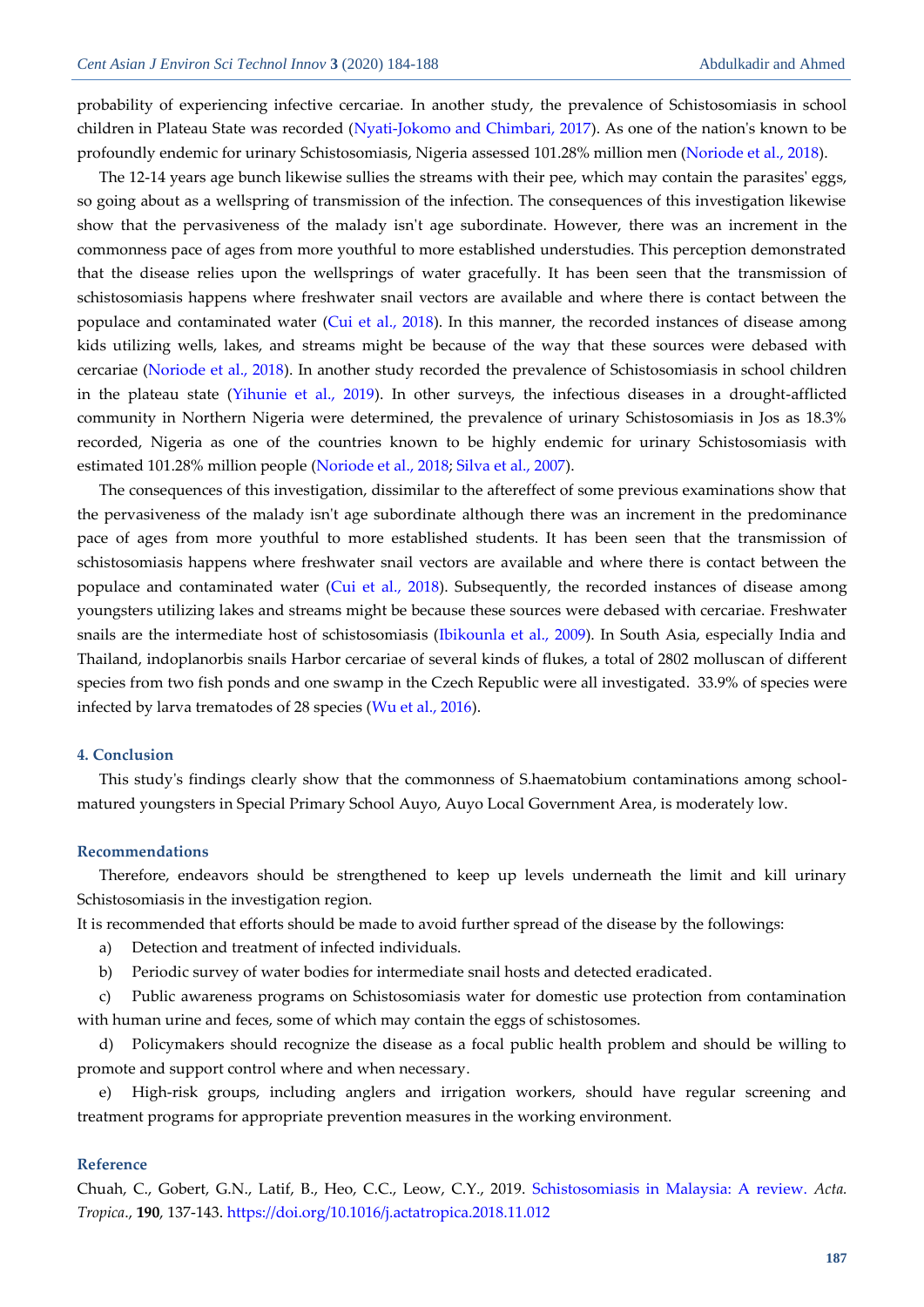probability of experiencing infective cercariae. In another study, the prevalence of Schistosomiasis in school children in Plateau State was recorded (Nyati-Jokomo and Chimbari, 2017). As one of the nation's known to be profoundly endemic for urinary Schistosomiasis, Nigeria assessed 101.28% million men (Noriode et al., 2018).

The 12-14 years age bunch likewise sullies the streams with their pee, which may contain the parasites' eggs, so going about as a wellspring of transmission of the infection. The consequences of this investigation likewise show that the pervasiveness of the malady isn't age subordinate. However, there was an increment in the commonness pace of ages from more youthful to more established understudies. This perception demonstrated that the disease relies upon the wellsprings of water gracefully. It has been seen that the transmission of schistosomiasis happens where freshwater snail vectors are available and where there is contact between the populace and contaminated water (Cui et al., 2018). In this manner, the recorded instances of disease among kids utilizing wells, lakes, and streams might be because of the way that these sources were debased with cercariae (Noriode et al., 2018). In another study recorded the prevalence of Schistosomiasis in school children in the plateau state (Yihunie et al., 2019). In other surveys, the infectious diseases in a drought-afflicted community in Northern Nigeria were determined, the prevalence of urinary Schistosomiasis in Jos as 18.3% recorded, Nigeria as one of the countries known to be highly endemic for urinary Schistosomiasis with estimated 101.28% million people (Noriode et al., 2018; Silva et al., 2007).

The consequences of this investigation, dissimilar to the aftereffect of some previous examinations show that the pervasiveness of the malady isn't age subordinate although there was an increment in the predominance pace of ages from more youthful to more established students. It has been seen that the transmission of schistosomiasis happens where freshwater snail vectors are available and where there is contact between the populace and contaminated water (Cui et al., 2018). Subsequently, the recorded instances of disease among youngsters utilizing lakes and streams might be because these sources were debased with cercariae. Freshwater snails are the intermediate host of schistosomiasis (Ibikounla et al., 2009). In South Asia, especially India and Thailand, indoplanorbis snails Harbor cercariae of several kinds of flukes, a total of 2802 molluscan of different species from two fish ponds and one swamp in the Czech Republic were all investigated. 33.9% of species were infected by larva trematodes of 28 species (Wu et al., 2016).

## 4. Conclusion

This study's findings clearly show that the commonness of S.haematobium contaminations among school-matured youngsters in Special Primary School Auyo, Auyo Local Government Area, is moderately low.

### Recommendations

Therefore, endeavors should be strengthened to keep up levels underneath the limit and kill urinary Schistosomiasis in the investigation region.

It is recommended that efforts should be made to avoid further spread of the disease by the followings:

a) Detection and treatment of infected individuals.

b) Periodic survey of water bodies for intermediate snail hosts and detected eradicated.

c) Public awareness programs on Schistosomiasis water for domestic use protection from contamination with human urine and feces, some of which may contain the eggs of schistosomes.

d) Policymakers should recognize the disease as a focal public health problem and should be willing to promote and support control where and when necessary.

e) High-risk groups, including anglers and irrigation workers, should have regular screening and treatment programs for appropriate prevention measures in the working environment.

### Reference

Chuah, C., Gobert, G.N., Latif, B., Heo, C.C., Leow, C.Y., 2019. Schistosomiasis in Malaysia: A review. *Acta. Tropica.*, **190**, 137-143. https://doi.org/10.1016/j.actatropica.2018.11.012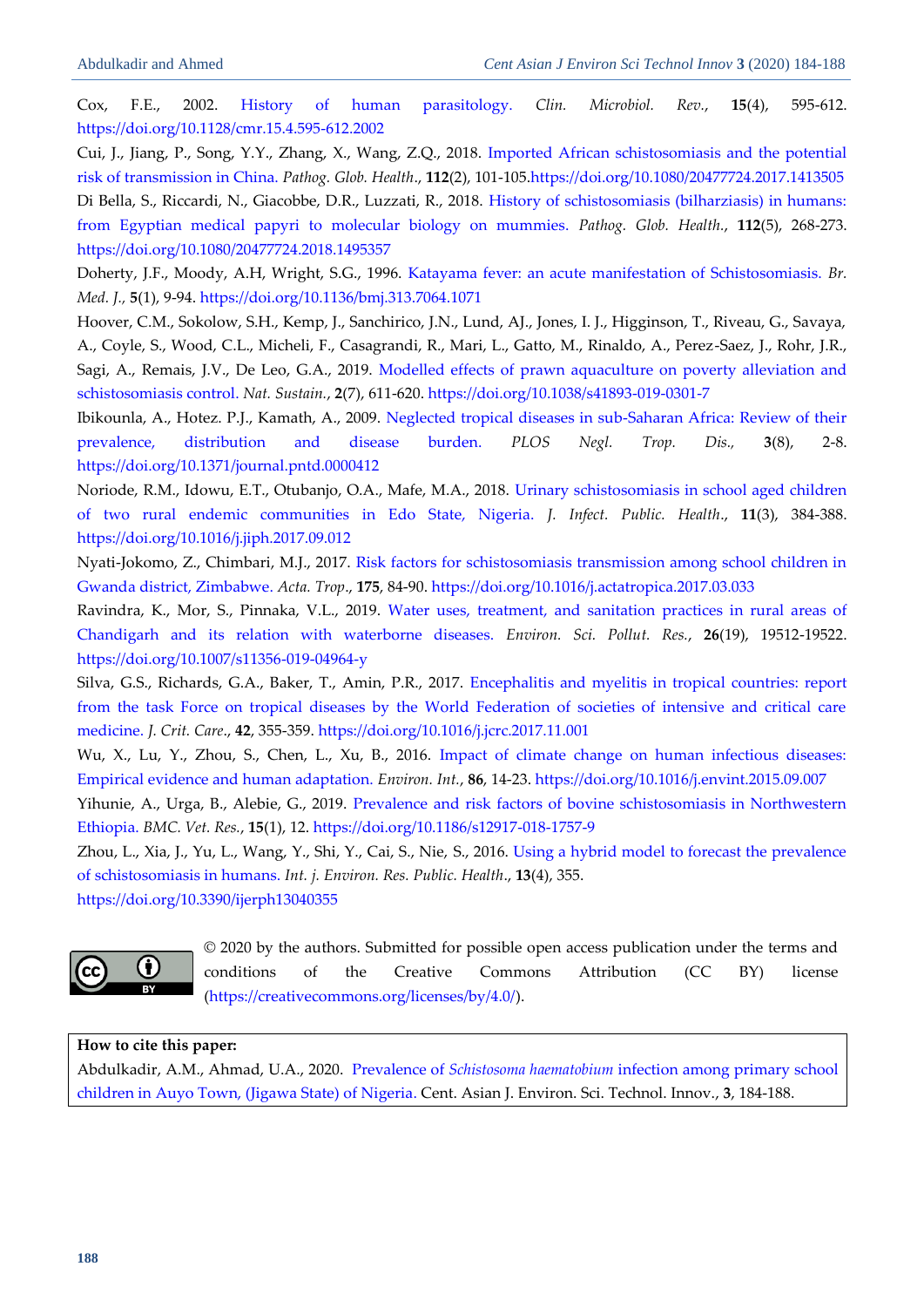Cox, F.E., 2002. History of human parasitology. *Clin. Microbiol. Rev.*, **15**(4), 595-612. https://doi.org/10.1128/cmr.15.4.595-612.2002

Cui, J., Jiang, P., Song, Y.Y., Zhang, X., Wang, Z.Q., 2018. Imported African schistosomiasis and the potential risk of transmission in China. *Pathog. Glob. Health*., **112**(2), 101-105.https://doi.org/10.1080/20477724.2017.1413505

Di Bella, S., Riccardi, N., Giacobbe, D.R., Luzzati, R., 2018. History of schistosomiasis (bilharziasis) in humans: from Egyptian medical papyri to molecular biology on mummies. *Pathog. Glob. Health*., **112**(5), 268-273. https://doi.org/10.1080/20477724.2018.1495357

Doherty, J.F., Moody, A.H, Wright, S.G., 1996. Katayama fever: an acute manifestation of Schistosomiasis. *Br. Med. J.*, **5**(1), 9-94. https://doi.org/10.1136/bmj.313.7064.1071

Hoover, C.M., Sokolow, S.H., Kemp, J., Sanchirico, J.N., Lund, AJ., Jones, I. J., Higginson, T., Riveau, G., Savaya, A., Coyle, S., Wood, C.L., Micheli, F., Casagrandi, R., Mari, L., Gatto, M., Rinaldo, A., Perez-Saez, J., Rohr, J.R., Sagi, A., Remais, J.V., De Leo, G.A., 2019. Modelled effects of prawn aquaculture on poverty alleviation and schistosomiasis control. *Nat. Sustain.*, **2**(7), 611-620. https://doi.org/10.1038/s41893-019-0301-7

Ibikounla, A., Hotez. P.J., Kamath, A., 2009. Neglected tropical diseases in sub-Saharan Africa: Review of their prevalence, distribution and disease burden. *PLOS Negl. Trop. Dis.*, **3**(8), 2-8. https://doi.org/10.1371/journal.pntd.0000412

Noriode, R.M., Idowu, E.T., Otubanjo, O.A., Mafe, M.A., 2018. Urinary schistosomiasis in school aged children of two rural endemic communities in Edo State, Nigeria. *J. Infect. Public. Health*., **11**(3), 384-388. https://doi.org/10.1016/j.jiph.2017.09.012

Nyati-Jokomo, Z., Chimbari, M.J., 2017. Risk factors for schistosomiasis transmission among school children in Gwanda district, Zimbabwe. *Acta. Trop*., **175**, 84-90. https://doi.org/10.1016/j.actatropica.2017.03.033

Ravindra, K., Mor, S., Pinnaka, V.L., 2019. Water uses, treatment, and sanitation practices in rural areas of Chandigarh and its relation with waterborne diseases. *Environ. Sci. Pollut. Res.*, **26**(19), 19512-19522. https://doi.org/10.1007/s11356-019-04964-y

Silva, G.S., Richards, G.A., Baker, T., Amin, P.R., 2017. Encephalitis and myelitis in tropical countries: report from the task Force on tropical diseases by the World Federation of societies of intensive and critical care medicine. *J. Crit. Care*., **42**, 355-359. https://doi.org/10.1016/j.jcrc.2017.11.001

Wu, X., Lu, Y., Zhou, S., Chen, L., Xu, B., 2016. Impact of climate change on human infectious diseases: Empirical evidence and human adaptation. *Environ. Int.*, **86**, 14-23. https://doi.org/10.1016/j.envint.2015.09.007

Yihunie, A., Urga, B., Alebie, G., 2019. Prevalence and risk factors of bovine schistosomiasis in Northwestern Ethiopia. *BMC. Vet. Res.*, **15**(1), 12. https://doi.org/10.1186/s12917-018-1757-9

Zhou, L., Xia, J., Yu, L., Wang, Y., Shi, Y., Cai, S., Nie, S., 2016. Using a hybrid model to forecast the prevalence of schistosomiasis in humans. *Int. j. Environ. Res. Public. Health*., **13**(4), 355. https://doi.org/10.3390/ijerph13040355

© 2020 by the authors. Submitted for possible open access publication under the terms and conditions of the Creative Commons Attribution (CC BY) license (https://creativecommons.org/licenses/by/4.0/).

**How to cite this paper:**

Abdulkadir, A.M., Ahmad, U.A., 2020. Prevalence of *Schistosoma haematobium* infection among primary school children in Auyo Town, (Jigawa State) of Nigeria. Cent. Asian J. Environ. Sci. Technol. Innov., **3**, 184-188.